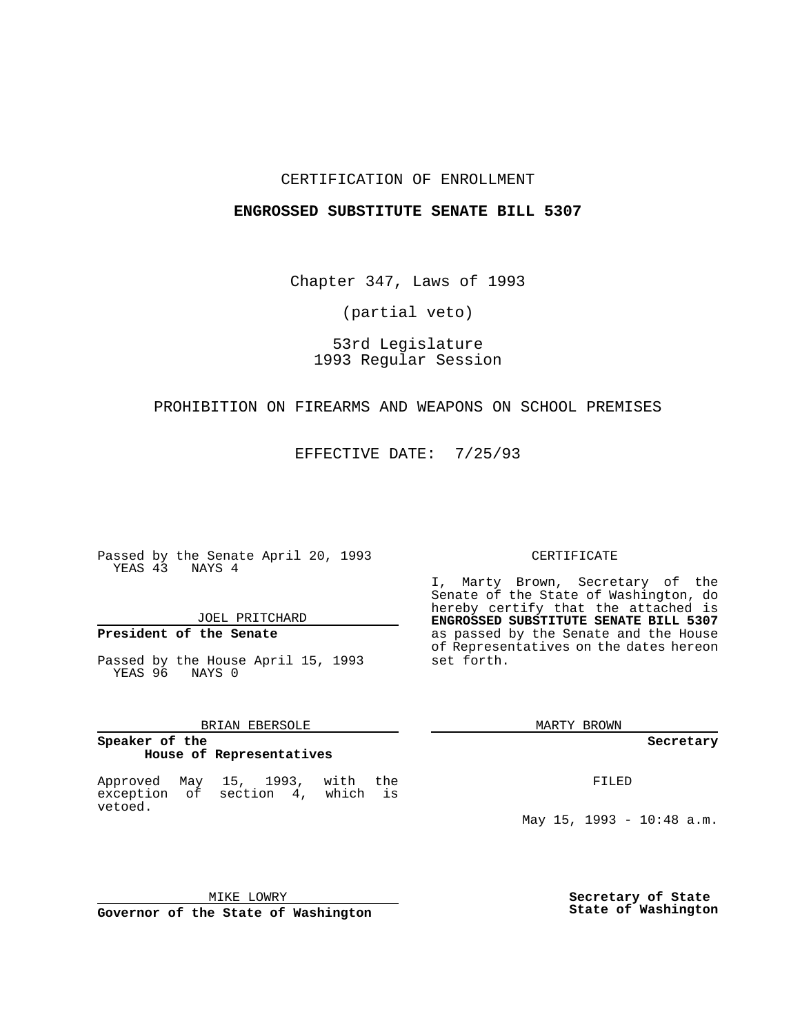CERTIFICATION OF ENROLLMENT

**ENGROSSED SUBSTITUTE SENATE BILL 5307**

Chapter 347, Laws of 1993

(partial veto)

53rd Legislature
1993 Regular Session

PROHIBITION ON FIREARMS AND WEAPONS ON SCHOOL PREMISES

EFFECTIVE DATE: 7/25/93

Passed by the Senate April 20, 1993
YEAS 43 NAYS 4

JOEL PRITCHARD

**President of the Senate**

Passed by the House April 15, 1993
YEAS 96 NAYS 0

BRIAN EBERSOLE

**Speaker of the House of Representatives**

Approved May 15, 1993, with the exception of section 4, which is vetoed.

MIKE LOWRY

**Governor of the State of Washington**

CERTIFICATE

I, Marty Brown, Secretary of the Senate of the State of Washington, do hereby certify that the attached is **ENGROSSED SUBSTITUTE SENATE BILL 5307** as passed by the Senate and the House of Representatives on the dates hereon set forth.

MARTY BROWN

**Secretary**

FILED

May 15, 1993 - 10:48 a.m.

**Secretary of State**
**State of Washington**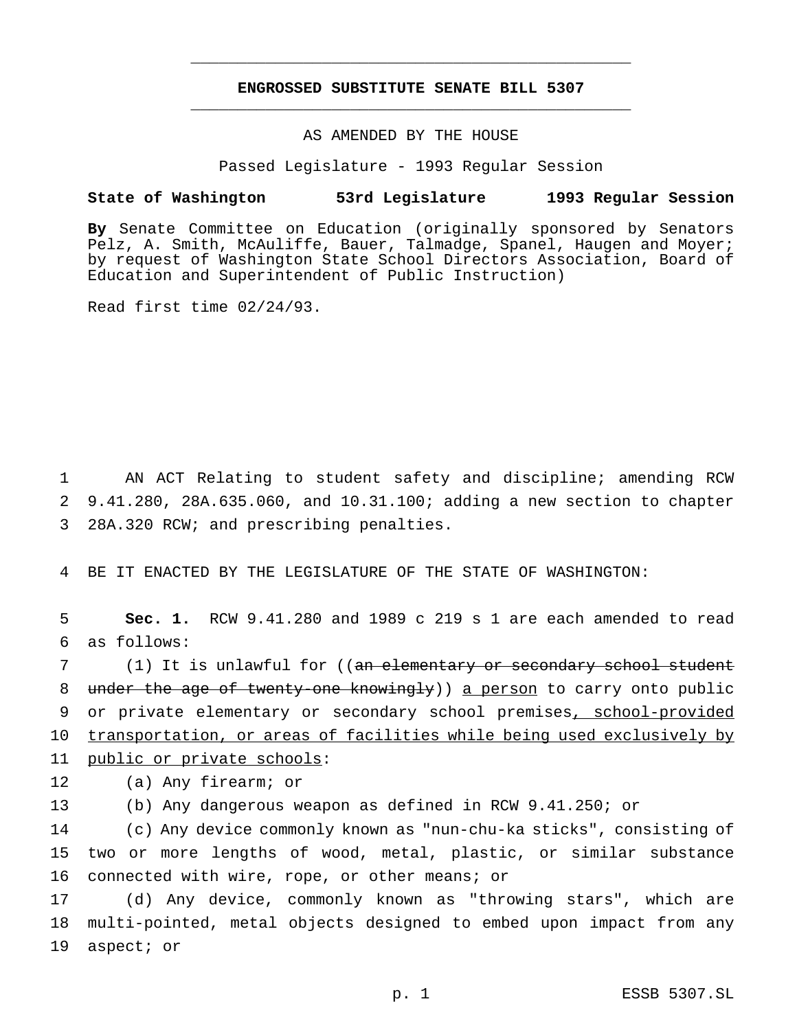# ENGROSSED SUBSTITUTE SENATE BILL 5307

AS AMENDED BY THE HOUSE

Passed Legislature - 1993 Regular Session

**State of Washington 53rd Legislature 1993 Regular Session**

**By** Senate Committee on Education (originally sponsored by Senators Pelz, A. Smith, McAuliffe, Bauer, Talmadge, Spanel, Haugen and Moyer; by request of Washington State School Directors Association, Board of Education and Superintendent of Public Instruction)

Read first time 02/24/93.

AN ACT Relating to student safety and discipline; amending RCW 9.41.280, 28A.635.060, and 10.31.100; adding a new section to chapter 28A.320 RCW; and prescribing penalties.

BE IT ENACTED BY THE LEGISLATURE OF THE STATE OF WASHINGTON:

**Sec. 1.** RCW 9.41.280 and 1989 c 219 s 1 are each amended to read as follows:

(1) It is unlawful for ((~~an elementary or secondary school student under the age of twenty-one knowingly~~)) <u>a person</u> to carry onto public or private elementary or secondary school premises<u>, school-provided transportation, or areas of facilities while being used exclusively by public or private schools</u>:

(a) Any firearm; or

(b) Any dangerous weapon as defined in RCW 9.41.250; or

(c) Any device commonly known as "nun-chu-ka sticks", consisting of two or more lengths of wood, metal, plastic, or similar substance connected with wire, rope, or other means; or

(d) Any device, commonly known as "throwing stars", which are multi-pointed, metal objects designed to embed upon impact from any aspect; or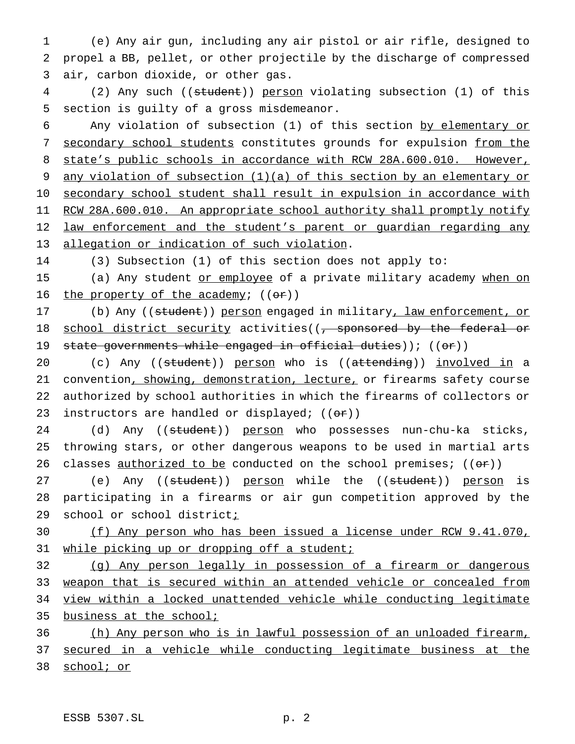(e) Any air gun, including any air pistol or air rifle, designed to propel a BB, pellet, or other projectile by the discharge of compressed air, carbon dioxide, or other gas.

(2) Any such ((~~student~~)) <u>person</u> violating subsection (1) of this section is guilty of a gross misdemeanor.

Any violation of subsection (1) of this section <u>by elementary or secondary school students</u> constitutes grounds for expulsion <u>from the state's public schools in accordance with RCW 28A.600.010. However, any violation of subsection (1)(a) of this section by an elementary or secondary school student shall result in expulsion in accordance with RCW 28A.600.010. An appropriate school authority shall promptly notify law enforcement and the student's parent or guardian regarding any allegation or indication of such violation</u>.

(3) Subsection (1) of this section does not apply to:

(a) Any student <u>or employee</u> of a private military academy <u>when on the property of the academy</u>; ((~~or~~))

(b) Any ((~~student~~)) <u>person</u> engaged in military<u>, law enforcement, or school district security</u> activities((~~, sponsored by the federal or state governments while engaged in official duties~~)); ((~~or~~))

(c) Any ((~~student~~)) <u>person</u> who is ((~~attending~~)) <u>involved in</u> a convention<u>, showing, demonstration, lecture,</u> or firearms safety course authorized by school authorities in which the firearms of collectors or instructors are handled or displayed; ((~~or~~))

(d) Any ((~~student~~)) <u>person</u> who possesses nun-chu-ka sticks, throwing stars, or other dangerous weapons to be used in martial arts classes <u>authorized to be</u> conducted on the school premises; ((~~or~~))

(e) Any ((~~student~~)) <u>person</u> while the ((~~student~~)) <u>person</u> is participating in a firearms or air gun competition approved by the school or school district<u>;</u>

<u>(f) Any person who has been issued a license under RCW 9.41.070, while picking up or dropping off a student;</u>

<u>(g) Any person legally in possession of a firearm or dangerous weapon that is secured within an attended vehicle or concealed from view within a locked unattended vehicle while conducting legitimate business at the school;</u>

<u>(h) Any person who is in lawful possession of an unloaded firearm, secured in a vehicle while conducting legitimate business at the school; or</u>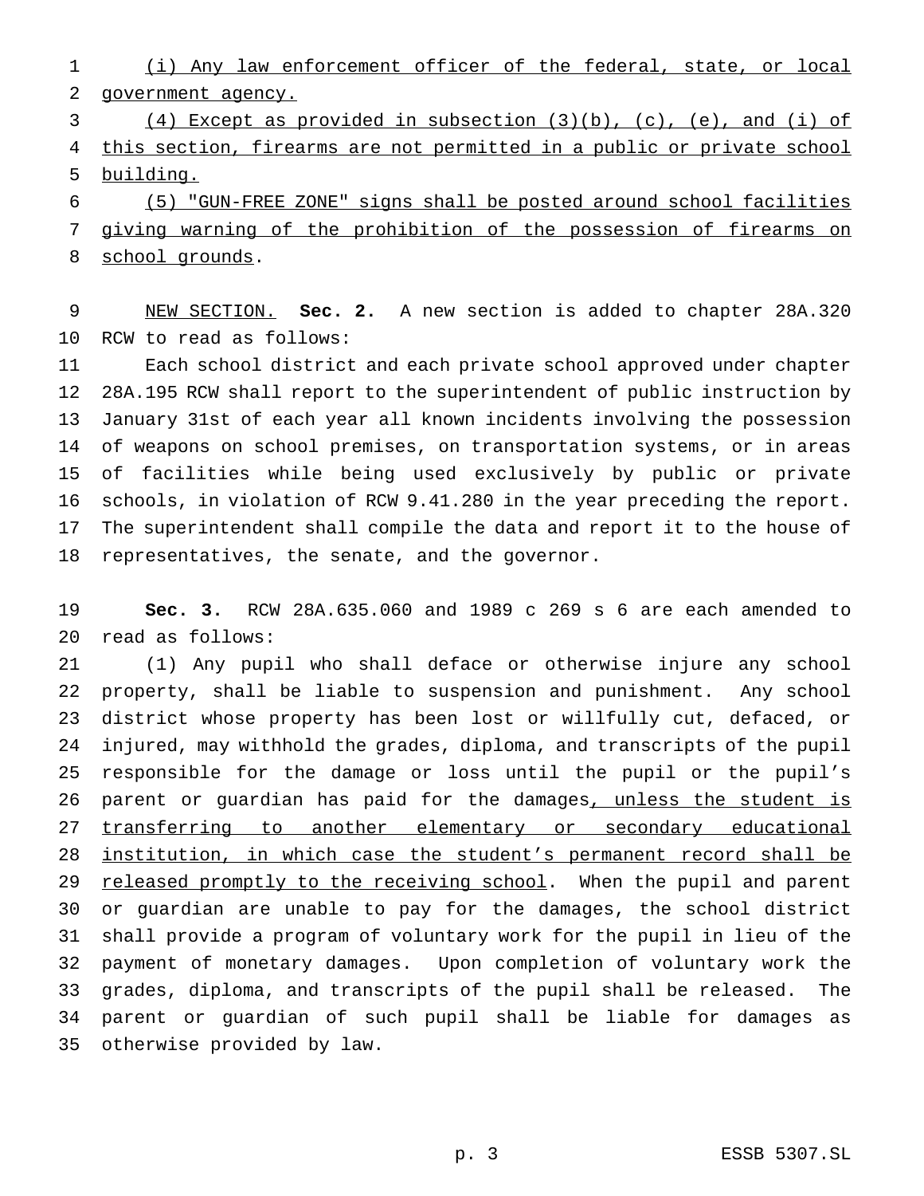(i) Any law enforcement officer of the federal, state, or local government agency.

(4) Except as provided in subsection (3)(b), (c), (e), and (i) of this section, firearms are not permitted in a public or private school building.

(5) "GUN-FREE ZONE" signs shall be posted around school facilities giving warning of the prohibition of the possession of firearms on school grounds.

NEW SECTION. **Sec. 2.** A new section is added to chapter 28A.320 RCW to read as follows:

Each school district and each private school approved under chapter 28A.195 RCW shall report to the superintendent of public instruction by January 31st of each year all known incidents involving the possession of weapons on school premises, on transportation systems, or in areas of facilities while being used exclusively by public or private schools, in violation of RCW 9.41.280 in the year preceding the report. The superintendent shall compile the data and report it to the house of representatives, the senate, and the governor.

**Sec. 3.** RCW 28A.635.060 and 1989 c 269 s 6 are each amended to read as follows:

(1) Any pupil who shall deface or otherwise injure any school property, shall be liable to suspension and punishment. Any school district whose property has been lost or willfully cut, defaced, or injured, may withhold the grades, diploma, and transcripts of the pupil responsible for the damage or loss until the pupil or the pupil's parent or guardian has paid for the damages, unless the student is transferring to another elementary or secondary educational institution, in which case the student's permanent record shall be released promptly to the receiving school. When the pupil and parent or guardian are unable to pay for the damages, the school district shall provide a program of voluntary work for the pupil in lieu of the payment of monetary damages. Upon completion of voluntary work the grades, diploma, and transcripts of the pupil shall be released. The parent or guardian of such pupil shall be liable for damages as otherwise provided by law.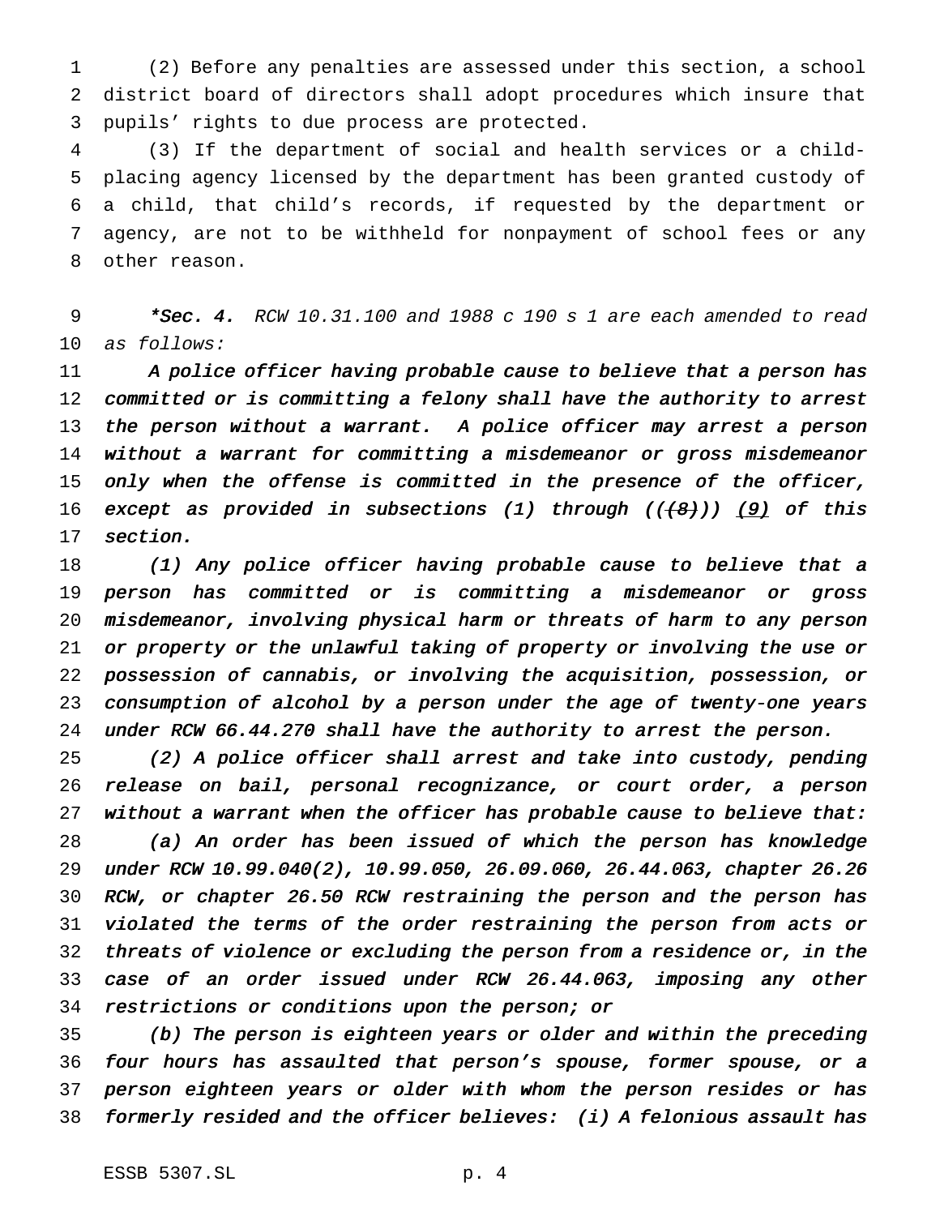(2) Before any penalties are assessed under this section, a school district board of directors shall adopt procedures which insure that pupils' rights to due process are protected.

(3) If the department of social and health services or a child-placing agency licensed by the department has been granted custody of a child, that child's records, if requested by the department or agency, are not to be withheld for nonpayment of school fees or any other reason.

***Sec. 4.** *RCW 10.31.100 and 1988 c 190 s 1 are each amended to read as follows:*

*A police officer having probable cause to believe that a person has committed or is committing a felony shall have the authority to arrest the person without a warrant. A police officer may arrest a person without a warrant for committing a misdemeanor or gross misdemeanor only when the offense is committed in the presence of the officer, except as provided in subsections (1) through ((~~(8)~~)) (9) of this section.*

*(1) Any police officer having probable cause to believe that a person has committed or is committing a misdemeanor or gross misdemeanor, involving physical harm or threats of harm to any person or property or the unlawful taking of property or involving the use or possession of cannabis, or involving the acquisition, possession, or consumption of alcohol by a person under the age of twenty-one years under RCW 66.44.270 shall have the authority to arrest the person.*

*(2) A police officer shall arrest and take into custody, pending release on bail, personal recognizance, or court order, a person without a warrant when the officer has probable cause to believe that:*

*(a) An order has been issued of which the person has knowledge under RCW 10.99.040(2), 10.99.050, 26.09.060, 26.44.063, chapter 26.26 RCW, or chapter 26.50 RCW restraining the person and the person has violated the terms of the order restraining the person from acts or threats of violence or excluding the person from a residence or, in the case of an order issued under RCW 26.44.063, imposing any other restrictions or conditions upon the person; or*

*(b) The person is eighteen years or older and within the preceding four hours has assaulted that person's spouse, former spouse, or a person eighteen years or older with whom the person resides or has formerly resided and the officer believes: (i) A felonious assault has*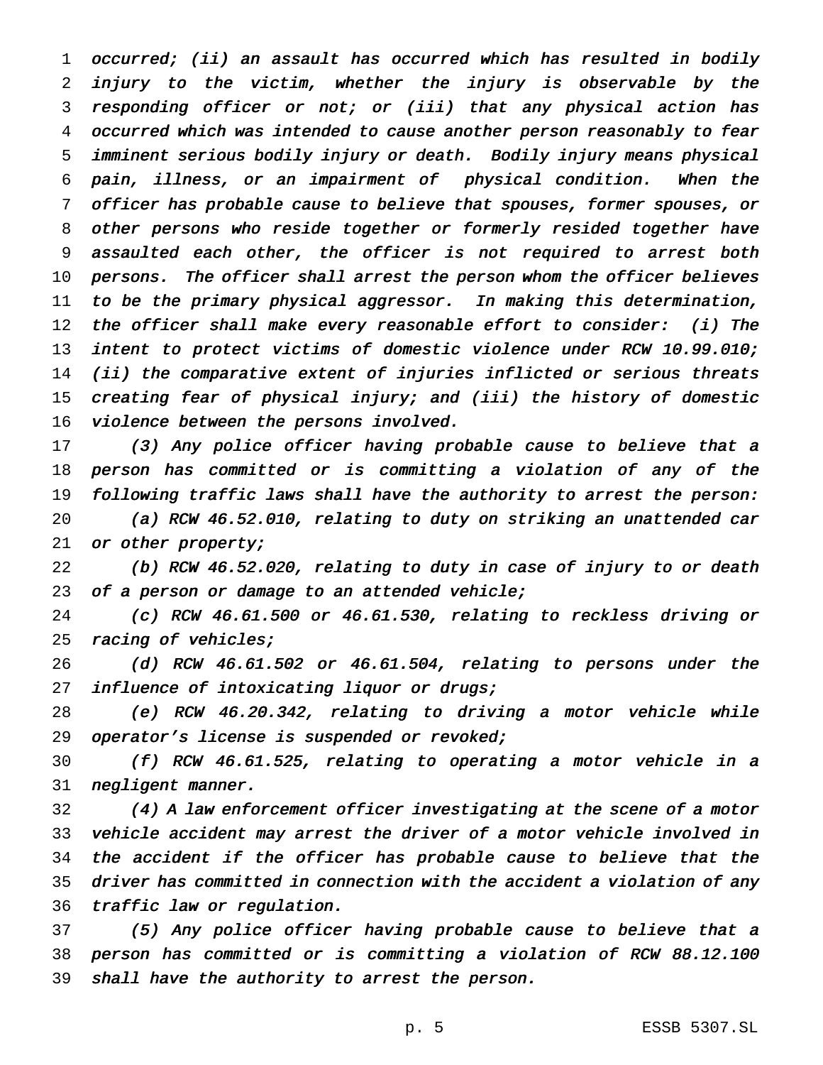*occurred; (ii) an assault has occurred which has resulted in bodily injury to the victim, whether the injury is observable by the responding officer or not; or (iii) that any physical action has occurred which was intended to cause another person reasonably to fear imminent serious bodily injury or death. Bodily injury means physical pain, illness, or an impairment of physical condition. When the officer has probable cause to believe that spouses, former spouses, or other persons who reside together or formerly resided together have assaulted each other, the officer is not required to arrest both persons. The officer shall arrest the person whom the officer believes to be the primary physical aggressor. In making this determination, the officer shall make every reasonable effort to consider: (i) The intent to protect victims of domestic violence under RCW 10.99.010; (ii) the comparative extent of injuries inflicted or serious threats creating fear of physical injury; and (iii) the history of domestic violence between the persons involved.*

*(3) Any police officer having probable cause to believe that a person has committed or is committing a violation of any of the following traffic laws shall have the authority to arrest the person:*

*(a) RCW 46.52.010, relating to duty on striking an unattended car or other property;*

*(b) RCW 46.52.020, relating to duty in case of injury to or death of a person or damage to an attended vehicle;*

*(c) RCW 46.61.500 or 46.61.530, relating to reckless driving or racing of vehicles;*

*(d) RCW 46.61.502 or 46.61.504, relating to persons under the influence of intoxicating liquor or drugs;*

*(e) RCW 46.20.342, relating to driving a motor vehicle while operator's license is suspended or revoked;*

*(f) RCW 46.61.525, relating to operating a motor vehicle in a negligent manner.*

*(4) A law enforcement officer investigating at the scene of a motor vehicle accident may arrest the driver of a motor vehicle involved in the accident if the officer has probable cause to believe that the driver has committed in connection with the accident a violation of any traffic law or regulation.*

*(5) Any police officer having probable cause to believe that a person has committed or is committing a violation of RCW 88.12.100 shall have the authority to arrest the person.*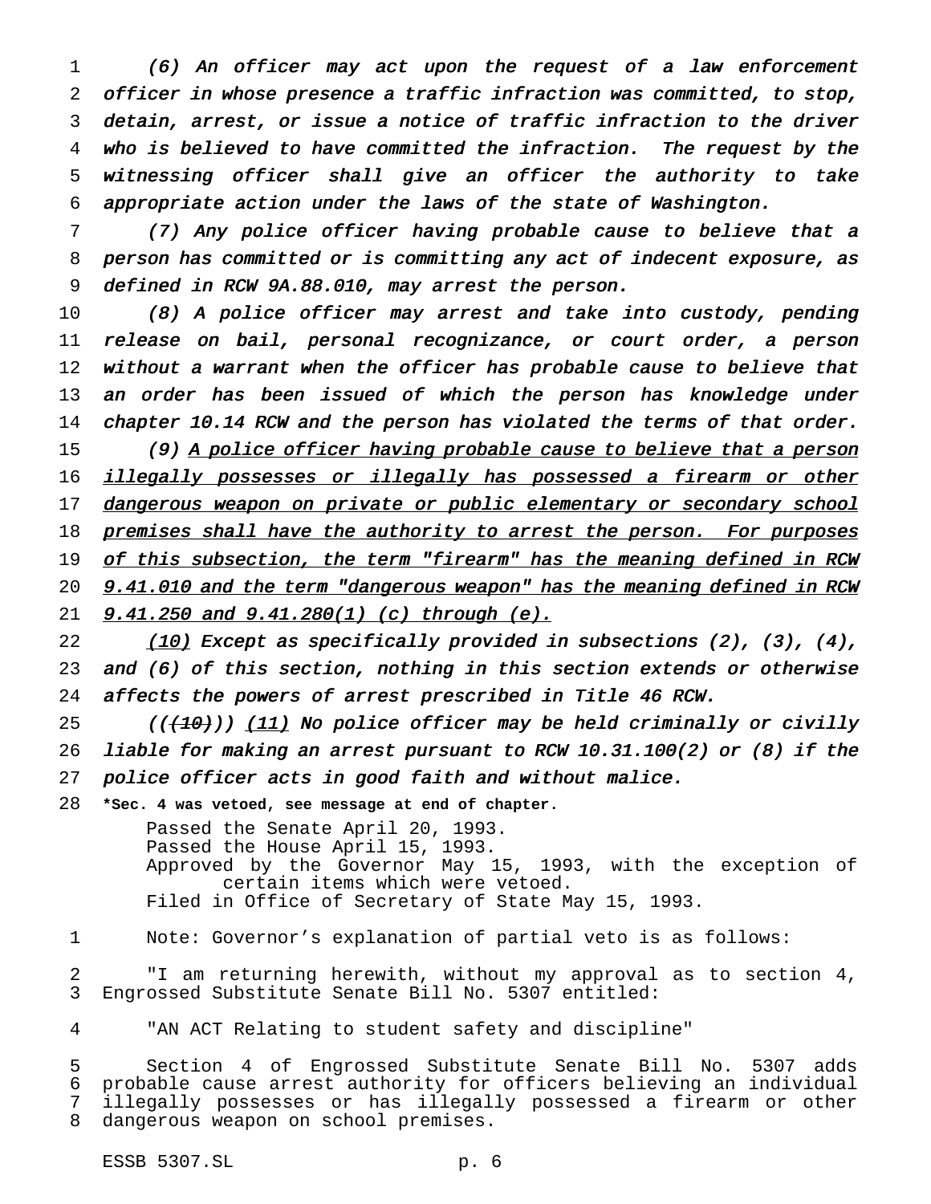*(6) An officer may act upon the request of a law enforcement officer in whose presence a traffic infraction was committed, to stop, detain, arrest, or issue a notice of traffic infraction to the driver who is believed to have committed the infraction. The request by the witnessing officer shall give an officer the authority to take appropriate action under the laws of the state of Washington.*

*(7) Any police officer having probable cause to believe that a person has committed or is committing any act of indecent exposure, as defined in RCW 9A.88.010, may arrest the person.*

*(8) A police officer may arrest and take into custody, pending release on bail, personal recognizance, or court order, a person without a warrant when the officer has probable cause to believe that an order has been issued of which the person has knowledge under chapter 10.14 RCW and the person has violated the terms of that order.*

*(9) <u>A police officer having probable cause to believe that a person illegally possesses or illegally has possessed a firearm or other dangerous weapon on private or public elementary or secondary school premises shall have the authority to arrest the person. For purposes of this subsection, the term "firearm" has the meaning defined in RCW 9.41.010 and the term "dangerous weapon" has the meaning defined in RCW 9.41.250 and 9.41.280(1) (c) through (e).</u>*

*<u>(10)</u> Except as specifically provided in subsections (2), (3), (4), and (6) of this section, nothing in this section extends or otherwise affects the powers of arrest prescribed in Title 46 RCW.*

*((~~(10)~~)) <u>(11)</u> No police officer may be held criminally or civilly liable for making an arrest pursuant to RCW 10.31.100(2) or (8) if the police officer acts in good faith and without malice.*

**\*Sec. 4 was vetoed, see message at end of chapter.**

Passed the Senate April 20, 1993.
Passed the House April 15, 1993.
Approved by the Governor May 15, 1993, with the exception of certain items which were vetoed.
Filed in Office of Secretary of State May 15, 1993.

Note: Governor's explanation of partial veto is as follows:

"I am returning herewith, without my approval as to section 4, Engrossed Substitute Senate Bill No. 5307 entitled:

"AN ACT Relating to student safety and discipline"

Section 4 of Engrossed Substitute Senate Bill No. 5307 adds probable cause arrest authority for officers believing an individual illegally possesses or has illegally possessed a firearm or other dangerous weapon on school premises.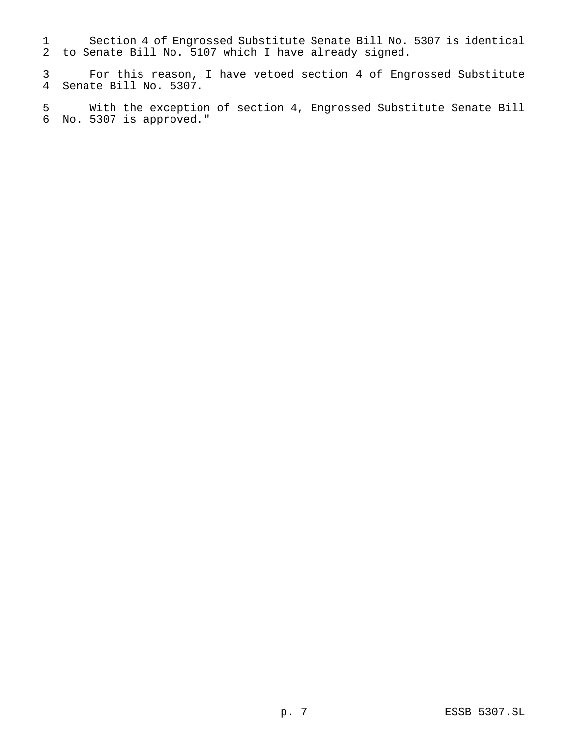Section 4 of Engrossed Substitute Senate Bill No. 5307 is identical to Senate Bill No. 5107 which I have already signed.

For this reason, I have vetoed section 4 of Engrossed Substitute Senate Bill No. 5307.

With the exception of section 4, Engrossed Substitute Senate Bill No. 5307 is approved."